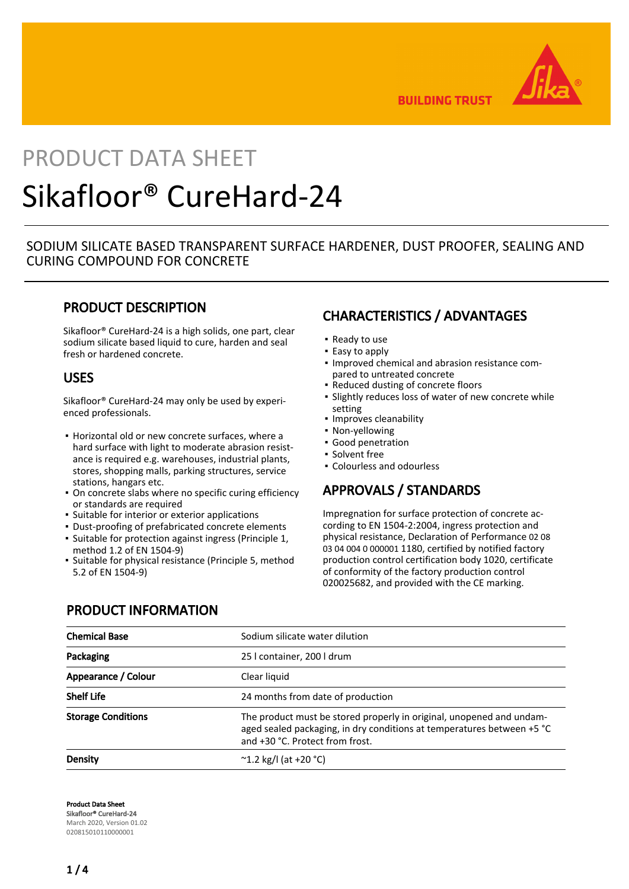BUILDING TRUST

PRODUCT DATA SHEET

# Sikafloor® CureHard-24

SODIUM SILICATE BASED TRANSPARENT SURFACE HARDENER, DUST PROOFER, SEALING AND CURING COMPOUND FOR CONCRETE

## PRODUCT DESCRIPTION

Sikafloor® CureHard-24 is a high solids, one part, clear sodium silicate based liquid to cure, harden and seal fresh or hardened concrete.

## USES

Sikafloor® CureHard-24 may only be used by experienced professionals.

- Horizontal old or new concrete surfaces, where a hard surface with light to moderate abrasion resistance is required e.g. warehouses, industrial plants, stores, shopping malls, parking structures, service stations, hangars etc.
- On concrete slabs where no specific curing efficiency or standards are required
- Suitable for interior or exterior applications
- Dust-proofing of prefabricated concrete elements
- Suitable for protection against ingress (Principle 1, method 1.2 of EN 1504-9)
- Suitable for physical resistance (Principle 5, method 5.2 of EN 1504-9)

## CHARACTERISTICS / ADVANTAGES

- Ready to use
- Easy to apply
- Improved chemical and abrasion resistance compared to untreated concrete
- Reduced dusting of concrete floors
- Slightly reduces loss of water of new concrete while setting
- Improves cleanability
- Non-yellowing
- Good penetration
- Solvent free
- Colourless and odourless

## APPROVALS / STANDARDS

Impregnation for surface protection of concrete according to EN 1504-2:2004, ingress protection and physical resistance, Declaration of Performance 02 08 03 04 004 0 000001 1180, certified by notified factory production control certification body 1020, certificate of conformity of the factory production control 020025682, and provided with the CE marking.

## PRODUCT INFORMATION

| | |
|---|---|
| **Chemical Base** | Sodium silicate water dilution |
| **Packaging** | 25 l container, 200 l drum |
| **Appearance / Colour** | Clear liquid |
| **Shelf Life** | 24 months from date of production |
| **Storage Conditions** | The product must be stored properly in original, unopened and undamaged sealed packaging, in dry conditions at temperatures between +5 °C and +30 °C. Protect from frost. |
| **Density** | ~1.2 kg/l (at +20 °C) |

**Product Data Sheet**
**Sikafloor® CureHard-24**
March 2020, Version 01.02
020815010110000001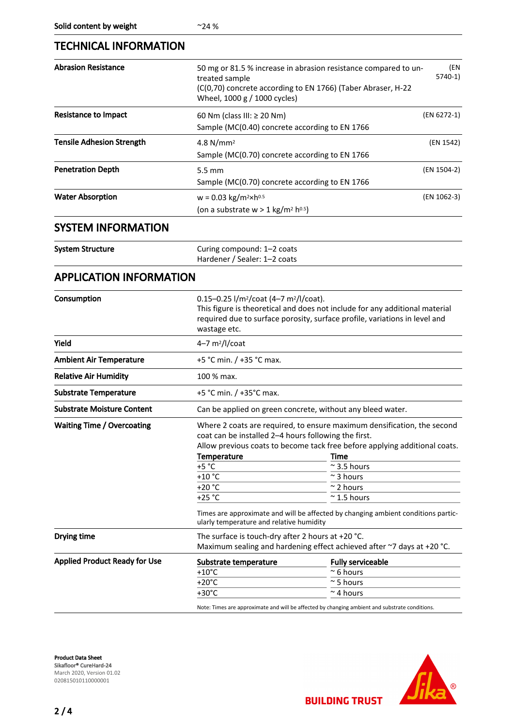| | |
|---|---|
| **Solid content by weight** | ~24 % |

## TECHNICAL INFORMATION

| | | |
|---|---|---|
| **Abrasion Resistance** | 50 mg or 81.5 % increase in abrasion resistance compared to untreated sample<br>(C(0,70) concrete according to EN 1766) (Taber Abraser, H-22 Wheel, 1000 g / 1000 cycles) | (EN 5740-1) |
| **Resistance to Impact** | 60 Nm (class III: ≥ 20 Nm)<br>Sample (MC(0.40) concrete according to EN 1766 | (EN 6272-1) |
| **Tensile Adhesion Strength** | 4.8 N/mm$^2$<br>Sample (MC(0.70) concrete according to EN 1766 | (EN 1542) |
| **Penetration Depth** | 5.5 mm<br>Sample (MC(0.70) concrete according to EN 1766 | (EN 1504-2) |
| **Water Absorption** | w = 0.03 kg/m$^2$×h$^{0.5}$<br>(on a substrate w > 1 kg/m$^2$ h$^{0.5}$) | (EN 1062-3) |

## SYSTEM INFORMATION

| | |
|---|---|
| **System Structure** | Curing compound: 1–2 coats<br>Hardener / Sealer: 1–2 coats |

## APPLICATION INFORMATION

| | |
|---|---|
| **Consumption** | 0.15–0.25 l/m$^2$/coat (4–7 m$^2$/l/coat).<br>This figure is theoretical and does not include for any additional material required due to surface porosity, surface profile, variations in level and wastage etc. |
| **Yield** | 4–7 m$^2$/l/coat |
| **Ambient Air Temperature** | +5 °C min. / +35 °C max. |
| **Relative Air Humidity** | 100 % max. |
| **Substrate Temperature** | +5 °C min. / +35°C max. |
| **Substrate Moisture Content** | Can be applied on green concrete, without any bleed water. |

**Waiting Time / Overcoating**

Where 2 coats are required, to ensure maximum densification, the second coat can be installed 2–4 hours following the first.
Allow previous coats to become tack free before applying additional coats.

| Temperature | Time |
|---|---|
| +5 °C | ~ 3.5 hours |
| +10 °C | ~ 3 hours |
| +20 °C | ~ 2 hours |
| +25 °C | ~ 1.5 hours |

Times are approximate and will be affected by changing ambient conditions particularly temperature and relative humidity

**Drying time**

The surface is touch-dry after 2 hours at +20 °C.
Maximum sealing and hardening effect achieved after ~7 days at +20 °C.

**Applied Product Ready for Use**

| Substrate temperature | Fully serviceable |
|---|---|
| +10°C | ~ 6 hours |
| +20°C | ~ 5 hours |
| +30°C | ~ 4 hours |

Note: Times are approximate and will be affected by changing ambient and substrate conditions.

**Product Data Sheet**
**Sikafloor® CureHard-24**
March 2020, Version 01.02
020815010110000001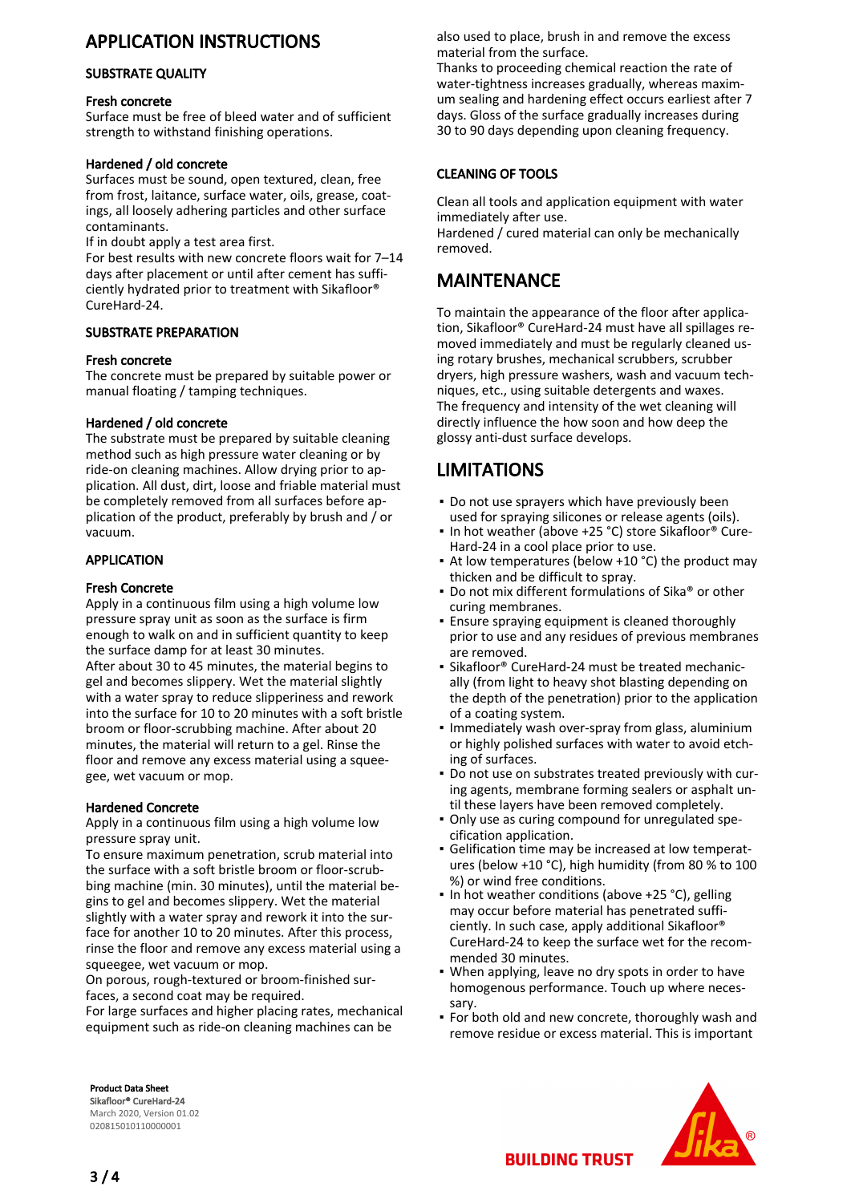# APPLICATION INSTRUCTIONS

## SUBSTRATE QUALITY

### Fresh concrete

Surface must be free of bleed water and of sufficient strength to withstand finishing operations.

### Hardened / old concrete

Surfaces must be sound, open textured, clean, free from frost, laitance, surface water, oils, grease, coatings, all loosely adhering particles and other surface contaminants.

If in doubt apply a test area first.

For best results with new concrete floors wait for 7–14 days after placement or until after cement has sufficiently hydrated prior to treatment with Sikafloor® CureHard-24.

## SUBSTRATE PREPARATION

### Fresh concrete

The concrete must be prepared by suitable power or manual floating / tamping techniques.

### Hardened / old concrete

The substrate must be prepared by suitable cleaning method such as high pressure water cleaning or by ride-on cleaning machines. Allow drying prior to application. All dust, dirt, loose and friable material must be completely removed from all surfaces before application of the product, preferably by brush and / or vacuum.

## APPLICATION

### Fresh Concrete

Apply in a continuous film using a high volume low pressure spray unit as soon as the surface is firm enough to walk on and in sufficient quantity to keep the surface damp for at least 30 minutes.

After about 30 to 45 minutes, the material begins to gel and becomes slippery. Wet the material slightly with a water spray to reduce slipperiness and rework into the surface for 10 to 20 minutes with a soft bristle broom or floor-scrubbing machine. After about 20 minutes, the material will return to a gel. Rinse the floor and remove any excess material using a squeegee, wet vacuum or mop.

### Hardened Concrete

Apply in a continuous film using a high volume low pressure spray unit.

To ensure maximum penetration, scrub material into the surface with a soft bristle broom or floor-scrubbing machine (min. 30 minutes), until the material begins to gel and becomes slippery. Wet the material slightly with a water spray and rework it into the surface for another 10 to 20 minutes. After this process, rinse the floor and remove any excess material using a squeegee, wet vacuum or mop.

On porous, rough-textured or broom-finished surfaces, a second coat may be required.

For large surfaces and higher placing rates, mechanical equipment such as ride-on cleaning machines can be also used to place, brush in and remove the excess material from the surface.

Thanks to proceeding chemical reaction the rate of water-tightness increases gradually, whereas maximum sealing and hardening effect occurs earliest after 7 days. Gloss of the surface gradually increases during 30 to 90 days depending upon cleaning frequency.

## CLEANING OF TOOLS

Clean all tools and application equipment with water immediately after use.

Hardened / cured material can only be mechanically removed.

# MAINTENANCE

To maintain the appearance of the floor after application, Sikafloor® CureHard-24 must have all spillages removed immediately and must be regularly cleaned using rotary brushes, mechanical scrubbers, scrubber dryers, high pressure washers, wash and vacuum techniques, etc., using suitable detergents and waxes. The frequency and intensity of the wet cleaning will directly influence the how soon and how deep the glossy anti-dust surface develops.

# LIMITATIONS

- Do not use sprayers which have previously been used for spraying silicones or release agents (oils).
- In hot weather (above +25 °C) store Sikafloor® CureHard-24 in a cool place prior to use.
- At low temperatures (below +10 °C) the product may thicken and be difficult to spray.
- Do not mix different formulations of Sika® or other curing membranes.
- Ensure spraying equipment is cleaned thoroughly prior to use and any residues of previous membranes are removed.
- Sikafloor® CureHard-24 must be treated mechanically (from light to heavy shot blasting depending on the depth of the penetration) prior to the application of a coating system.
- Immediately wash over-spray from glass, aluminium or highly polished surfaces with water to avoid etching of surfaces.
- Do not use on substrates treated previously with curing agents, membrane forming sealers or asphalt until these layers have been removed completely.
- Only use as curing compound for unregulated specification application.
- Gelification time may be increased at low temperatures (below +10 °C), high humidity (from 80 % to 100 %) or wind free conditions.
- In hot weather conditions (above +25 °C), gelling may occur before material has penetrated sufficiently. In such case, apply additional Sikafloor® CureHard-24 to keep the surface wet for the recommended 30 minutes.
- When applying, leave no dry spots in order to have homogenous performance. Touch up where necessary.
- For both old and new concrete, thoroughly wash and remove residue or excess material. This is important

Product Data Sheet
Sikafloor® CureHard-24
March 2020, Version 01.02
020815010110000001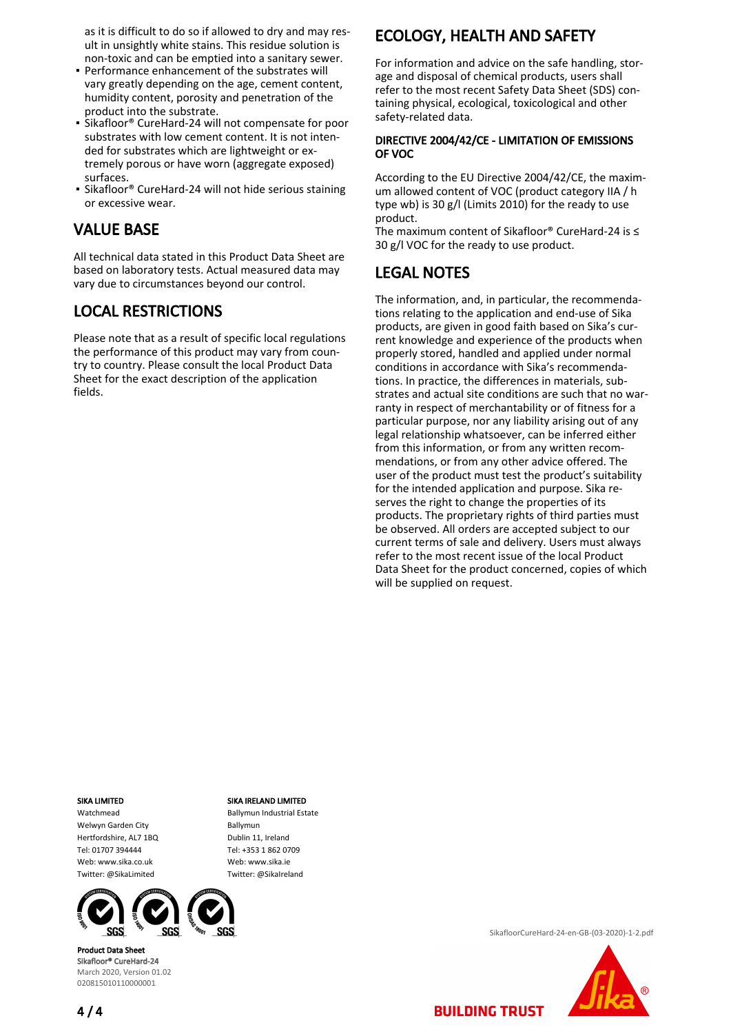as it is difficult to do so if allowed to dry and may result in unsightly white stains. This residue solution is non-toxic and can be emptied into a sanitary sewer.

- Performance enhancement of the substrates will vary greatly depending on the age, cement content, humidity content, porosity and penetration of the product into the substrate.
- Sikafloor® CureHard-24 will not compensate for poor substrates with low cement content. It is not intended for substrates which are lightweight or extremely porous or have worn (aggregate exposed) surfaces.
- Sikafloor® CureHard-24 will not hide serious staining or excessive wear.

## VALUE BASE

All technical data stated in this Product Data Sheet are based on laboratory tests. Actual measured data may vary due to circumstances beyond our control.

## LOCAL RESTRICTIONS

Please note that as a result of specific local regulations the performance of this product may vary from country to country. Please consult the local Product Data Sheet for the exact description of the application fields.

## ECOLOGY, HEALTH AND SAFETY

For information and advice on the safe handling, storage and disposal of chemical products, users shall refer to the most recent Safety Data Sheet (SDS) containing physical, ecological, toxicological and other safety-related data.

### DIRECTIVE 2004/42/CE - LIMITATION OF EMISSIONS OF VOC

According to the EU Directive 2004/42/CE, the maximum allowed content of VOC (product category IIA / h type wb) is 30 g/l (Limits 2010) for the ready to use product.
The maximum content of Sikafloor® CureHard-24 is ≤ 30 g/l VOC for the ready to use product.

## LEGAL NOTES

The information, and, in particular, the recommendations relating to the application and end-use of Sika products, are given in good faith based on Sika's current knowledge and experience of the products when properly stored, handled and applied under normal conditions in accordance with Sika's recommendations. In practice, the differences in materials, substrates and actual site conditions are such that no warranty in respect of merchantability or of fitness for a particular purpose, nor any liability arising out of any legal relationship whatsoever, can be inferred either from this information, or from any written recommendations, or from any other advice offered. The user of the product must test the product's suitability for the intended application and purpose. Sika reserves the right to change the properties of its products. The proprietary rights of third parties must be observed. All orders are accepted subject to our current terms of sale and delivery. Users must always refer to the most recent issue of the local Product Data Sheet for the product concerned, copies of which will be supplied on request.

**SIKA LIMITED**
Watchmead
Welwyn Garden City
Hertfordshire, AL7 1BQ
Tel: 01707 394444
Web: www.sika.co.uk
Twitter: @SikaLimited

**SIKA IRELAND LIMITED**
Ballymun Industrial Estate
Ballymun
Dublin 11, Ireland
Tel: +353 1 862 0709
Web: www.sika.ie
Twitter: @SikaIreland

**Product Data Sheet**
**Sikafloor® CureHard-24**
March 2020, Version 01.02
020815010110000001

SikafloorCureHard-24-en-GB-(03-2020)-1-2.pdf

BUILDING TRUST